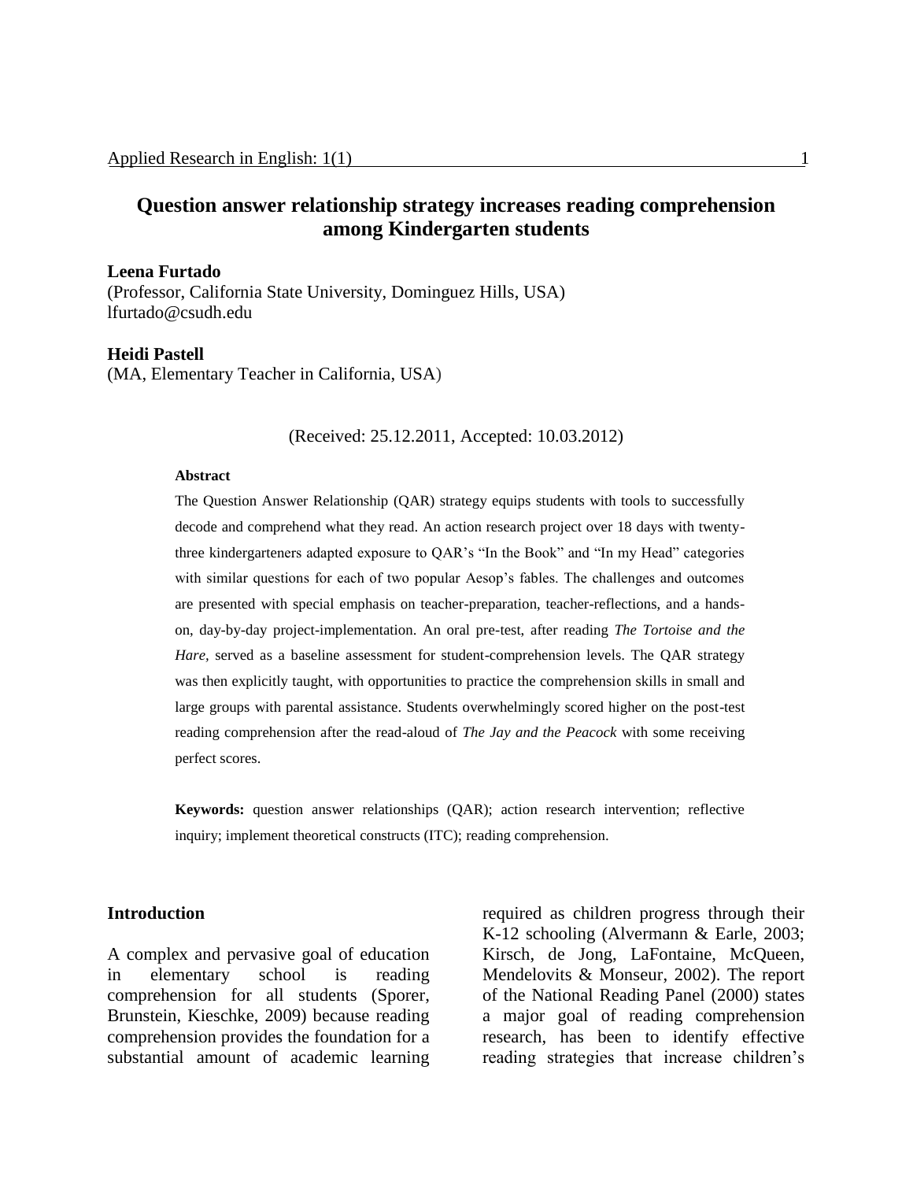# Question answer relationship strategy increases reading comprehension among Kindergarten students

**Leena Furtado**
(Professor, California State University, Dominguez Hills, USA)
lfurtado@csudh.edu

**Heidi Pastell**
(MA, Elementary Teacher in California, USA)

(Received: 25.12.2011, Accepted: 10.03.2012)

**Abstract**

The Question Answer Relationship (QAR) strategy equips students with tools to successfully decode and comprehend what they read. An action research project over 18 days with twenty-three kindergarteners adapted exposure to QAR's "In the Book" and "In my Head" categories with similar questions for each of two popular Aesop's fables. The challenges and outcomes are presented with special emphasis on teacher-preparation, teacher-reflections, and a hands-on, day-by-day project-implementation. An oral pre-test, after reading *The Tortoise and the Hare,* served as a baseline assessment for student-comprehension levels. The QAR strategy was then explicitly taught, with opportunities to practice the comprehension skills in small and large groups with parental assistance. Students overwhelmingly scored higher on the post-test reading comprehension after the read-aloud of *The Jay and the Peacock* with some receiving perfect scores.

**Keywords:** question answer relationships (QAR); action research intervention; reflective inquiry; implement theoretical constructs (ITC); reading comprehension.

## Introduction

A complex and pervasive goal of education in elementary school is reading comprehension for all students (Sporer, Brunstein, Kieschke, 2009) because reading comprehension provides the foundation for a substantial amount of academic learning required as children progress through their K-12 schooling (Alvermann & Earle, 2003; Kirsch, de Jong, LaFontaine, McQueen, Mendelovits & Monseur, 2002). The report of the National Reading Panel (2000) states a major goal of reading comprehension research, has been to identify effective reading strategies that increase children's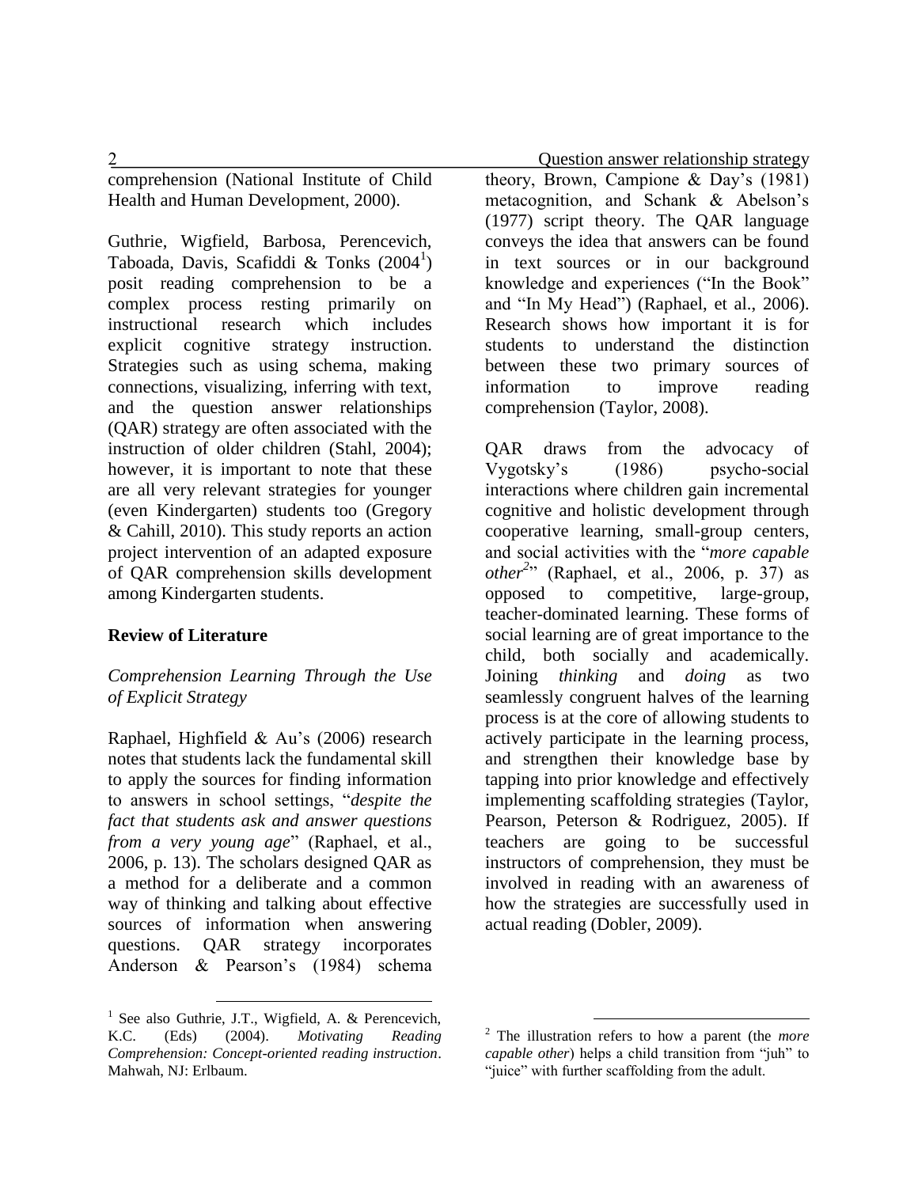comprehension (National Institute of Child Health and Human Development, 2000).

Guthrie, Wigfield, Barbosa, Perencevich, Taboada, Davis, Scafiddi & Tonks (2004[1]) posit reading comprehension to be a complex process resting primarily on instructional research which includes explicit cognitive strategy instruction. Strategies such as using schema, making connections, visualizing, inferring with text, and the question answer relationships (QAR) strategy are often associated with the instruction of older children (Stahl, 2004); however, it is important to note that these are all very relevant strategies for younger (even Kindergarten) students too (Gregory & Cahill, 2010). This study reports an action project intervention of an adapted exposure of QAR comprehension skills development among Kindergarten students.

## Review of Literature

### *Comprehension Learning Through the Use of Explicit Strategy*

Raphael, Highfield & Au's (2006) research notes that students lack the fundamental skill to apply the sources for finding information to answers in school settings, "*despite the fact that students ask and answer questions from a very young age*" (Raphael, et al., 2006, p. 13). The scholars designed QAR as a method for a deliberate and a common way of thinking and talking about effective sources of information when answering questions. QAR strategy incorporates Anderson & Pearson's (1984) schema theory, Brown, Campione & Day's (1981) metacognition, and Schank & Abelson's (1977) script theory. The QAR language conveys the idea that answers can be found in text sources or in our background knowledge and experiences ("In the Book" and "In My Head") (Raphael, et al., 2006). Research shows how important it is for students to understand the distinction between these two primary sources of information to improve reading comprehension (Taylor, 2008).

QAR draws from the advocacy of Vygotsky's (1986) psycho-social interactions where children gain incremental cognitive and holistic development through cooperative learning, small-group centers, and social activities with the "*more capable other*[2]" (Raphael, et al., 2006, p. 37) as opposed to competitive, large-group, teacher-dominated learning. These forms of social learning are of great importance to the child, both socially and academically. Joining *thinking* and *doing* as two seamlessly congruent halves of the learning process is at the core of allowing students to actively participate in the learning process, and strengthen their knowledge base by tapping into prior knowledge and effectively implementing scaffolding strategies (Taylor, Pearson, Peterson & Rodriguez, 2005). If teachers are going to be successful instructors of comprehension, they must be involved in reading with an awareness of how the strategies are successfully used in actual reading (Dobler, 2009).

---

[1] See also Guthrie, J.T., Wigfield, A. & Perencevich, K.C. (Eds) (2004). *Motivating Reading Comprehension: Concept-oriented reading instruction*. Mahwah, NJ: Erlbaum.

[2] The illustration refers to how a parent (the *more capable other*) helps a child transition from "juh" to "juice" with further scaffolding from the adult.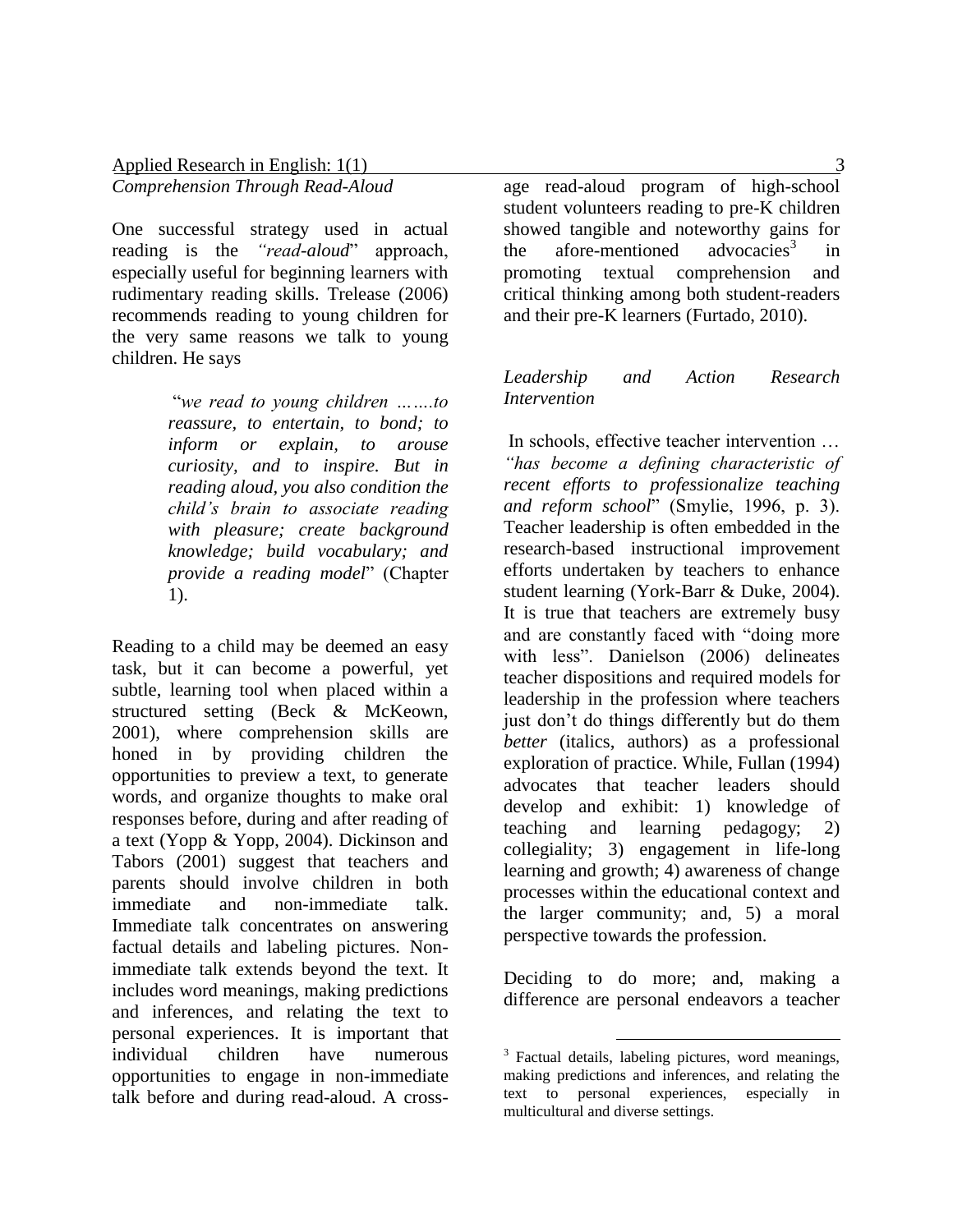*Comprehension Through Read-Aloud*

One successful strategy used in actual reading is the *"read-aloud*" approach, especially useful for beginning learners with rudimentary reading skills. Trelease (2006) recommends reading to young children for the very same reasons we talk to young children. He says

> "*we read to young children …….to reassure, to entertain, to bond; to inform or explain, to arouse curiosity, and to inspire. But in reading aloud, you also condition the child's brain to associate reading with pleasure; create background knowledge; build vocabulary; and provide a reading model*" (Chapter 1).

Reading to a child may be deemed an easy task, but it can become a powerful, yet subtle, learning tool when placed within a structured setting (Beck & McKeown, 2001), where comprehension skills are honed in by providing children the opportunities to preview a text, to generate words, and organize thoughts to make oral responses before, during and after reading of a text (Yopp & Yopp, 2004). Dickinson and Tabors (2001) suggest that teachers and parents should involve children in both immediate and non-immediate talk. Immediate talk concentrates on answering factual details and labeling pictures. Non-immediate talk extends beyond the text. It includes word meanings, making predictions and inferences, and relating the text to personal experiences. It is important that individual children have numerous opportunities to engage in non-immediate talk before and during read-aloud. A cross-age read-aloud program of high-school student volunteers reading to pre-K children showed tangible and noteworthy gains for the afore-mentioned advocacies[3] in promoting textual comprehension and critical thinking among both student-readers and their pre-K learners (Furtado, 2010).

*Leadership and Action Research Intervention*

In schools, effective teacher intervention … *"has become a defining characteristic of recent efforts to professionalize teaching and reform school*" (Smylie, 1996, p. 3). Teacher leadership is often embedded in the research-based instructional improvement efforts undertaken by teachers to enhance student learning (York-Barr & Duke, 2004). It is true that teachers are extremely busy and are constantly faced with "doing more with less". Danielson (2006) delineates teacher dispositions and required models for leadership in the profession where teachers just don't do things differently but do them *better* (italics, authors) as a professional exploration of practice. While, Fullan (1994) advocates that teacher leaders should develop and exhibit: 1) knowledge of teaching and learning pedagogy; 2) collegiality; 3) engagement in life-long learning and growth; 4) awareness of change processes within the educational context and the larger community; and, 5) a moral perspective towards the profession.

Deciding to do more; and, making a difference are personal endeavors a teacher

[3] Factual details, labeling pictures, word meanings, making predictions and inferences, and relating the text to personal experiences, especially in multicultural and diverse settings.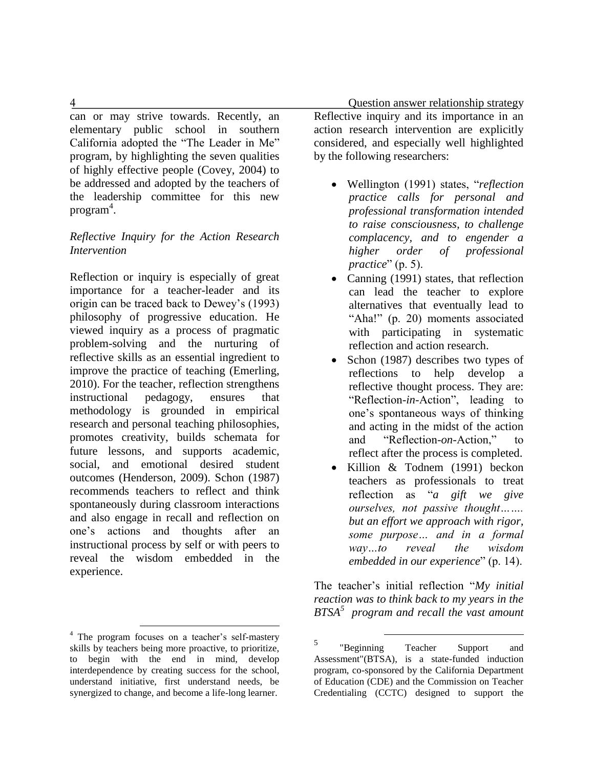can or may strive towards. Recently, an elementary public school in southern California adopted the "The Leader in Me" program, by highlighting the seven qualities of highly effective people (Covey, 2004) to be addressed and adopted by the teachers of the leadership committee for this new program[4].

*Reflective Inquiry for the Action Research Intervention*

Reflection or inquiry is especially of great importance for a teacher-leader and its origin can be traced back to Dewey's (1993) philosophy of progressive education. He viewed inquiry as a process of pragmatic problem-solving and the nurturing of reflective skills as an essential ingredient to improve the practice of teaching (Emerling, 2010). For the teacher, reflection strengthens instructional pedagogy, ensures that methodology is grounded in empirical research and personal teaching philosophies, promotes creativity, builds schemata for future lessons, and supports academic, social, and emotional desired student outcomes (Henderson, 2009). Schon (1987) recommends teachers to reflect and think spontaneously during classroom interactions and also engage in recall and reflection on one's actions and thoughts after an instructional process by self or with peers to reveal the wisdom embedded in the experience.

Reflective inquiry and its importance in an action research intervention are explicitly considered, and especially well highlighted by the following researchers:

- Wellington (1991) states, "*reflection practice calls for personal and professional transformation intended to raise consciousness, to challenge complacency, and to engender a higher order of professional practice*" (p. 5).
- Canning (1991) states, that reflection can lead the teacher to explore alternatives that eventually lead to "Aha!" (p. 20) moments associated with participating in systematic reflection and action research.
- Schon (1987) describes two types of reflections to help develop a reflective thought process. They are: "Reflection-*in*-Action", leading to one's spontaneous ways of thinking and acting in the midst of the action and "Reflection-*on*-Action," to reflect after the process is completed.
- Killion & Todnem (1991) beckon teachers as professionals to treat reflection as "*a gift we give ourselves, not passive thought……. but an effort we approach with rigor, some purpose… and in a formal way…to reveal the wisdom embedded in our experience*" (p. 14).

The teacher's initial reflection "*My initial reaction was to think back to my years in the BTSA*[5] *program and recall the vast amount*

---

[4] The program focuses on a teacher's self-mastery skills by teachers being more proactive, to prioritize, to begin with the end in mind, develop interdependence by creating success for the school, understand initiative, first understand needs, be synergized to change, and become a life-long learner.

[5] "Beginning Teacher Support and Assessment"(BTSA), is a state-funded induction program, co-sponsored by the California Department of Education (CDE) and the Commission on Teacher Credentialing (CCTC) designed to support the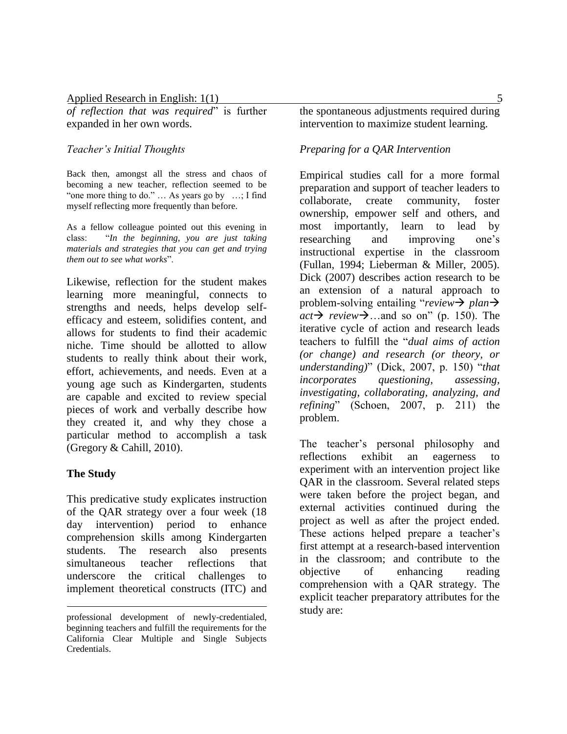*of reflection that was required*" is further expanded in her own words.

*Teacher's Initial Thoughts*

Back then, amongst all the stress and chaos of becoming a new teacher, reflection seemed to be "one more thing to do." … As years go by …; I find myself reflecting more frequently than before.

As a fellow colleague pointed out this evening in class: "*In the beginning, you are just taking materials and strategies that you can get and trying them out to see what works*".

Likewise, reflection for the student makes learning more meaningful, connects to strengths and needs, helps develop self-efficacy and esteem, solidifies content, and allows for students to find their academic niche. Time should be allotted to allow students to really think about their work, effort, achievements, and needs. Even at a young age such as Kindergarten, students are capable and excited to review special pieces of work and verbally describe how they created it, and why they chose a particular method to accomplish a task (Gregory & Cahill, 2010).

**The Study**

This predicative study explicates instruction of the QAR strategy over a four week (18 day intervention) period to enhance comprehension skills among Kindergarten students. The research also presents simultaneous teacher reflections that underscore the critical challenges to implement theoretical constructs (ITC) and the spontaneous adjustments required during intervention to maximize student learning.

*Preparing for a QAR Intervention*

Empirical studies call for a more formal preparation and support of teacher leaders to collaborate, create community, foster ownership, empower self and others, and most importantly, learn to lead by researching and improving one's instructional expertise in the classroom (Fullan, 1994; Lieberman & Miller, 2005). Dick (2007) describes action research to be an extension of a natural approach to problem-solving entailing "*review→ plan→ act→ review→*…and so on" (p. 150). The iterative cycle of action and research leads teachers to fulfill the "*dual aims of action (or change) and research (or theory, or understanding)*" (Dick, 2007, p. 150) "*that incorporates questioning, assessing, investigating, collaborating, analyzing, and refining*" (Schoen, 2007, p. 211) the problem.

The teacher's personal philosophy and reflections exhibit an eagerness to experiment with an intervention project like QAR in the classroom. Several related steps were taken before the project began, and external activities continued during the project as well as after the project ended. These actions helped prepare a teacher's first attempt at a research-based intervention in the classroom; and contribute to the objective of enhancing reading comprehension with a QAR strategy. The explicit teacher preparatory attributes for the study are:

---

professional development of newly-credentialed, beginning teachers and fulfill the requirements for the California Clear Multiple and Single Subjects Credentials.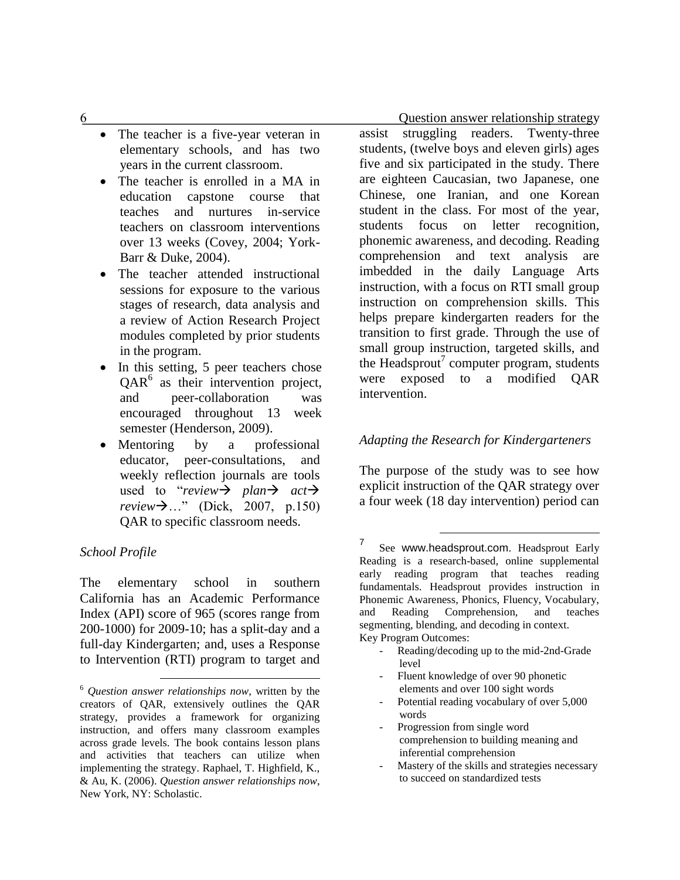- The teacher is a five-year veteran in elementary schools, and has two years in the current classroom.
- The teacher is enrolled in a MA in education capstone course that teaches and nurtures in-service teachers on classroom interventions over 13 weeks (Covey, 2004; York-Barr & Duke, 2004).
- The teacher attended instructional sessions for exposure to the various stages of research, data analysis and a review of Action Research Project modules completed by prior students in the program.
- In this setting, 5 peer teachers chose QAR[6] as their intervention project, and peer-collaboration was encouraged throughout 13 week semester (Henderson, 2009).
- Mentoring by a professional educator, peer-consultations, and weekly reflection journals are tools used to "*review*→ *plan*→ *act*→ *review*→…" (Dick, 2007, p.150) QAR to specific classroom needs.

*School Profile*

The elementary school in southern California has an Academic Performance Index (API) score of 965 (scores range from 200-1000) for 2009-10; has a split-day and a full-day Kindergarten; and, uses a Response to Intervention (RTI) program to target and assist struggling readers. Twenty-three students, (twelve boys and eleven girls) ages five and six participated in the study. There are eighteen Caucasian, two Japanese, one Chinese, one Iranian, and one Korean student in the class. For most of the year, students focus on letter recognition, phonemic awareness, and decoding. Reading comprehension and text analysis are imbedded in the daily Language Arts instruction, with a focus on RTI small group instruction on comprehension skills. This helps prepare kindergarten readers for the transition to first grade. Through the use of small group instruction, targeted skills, and the Headsprout[7] computer program, students were exposed to a modified QAR intervention.

*Adapting the Research for Kindergarteners*

The purpose of the study was to see how explicit instruction of the QAR strategy over a four week (18 day intervention) period can

---

[6] *Question answer relationships now*, written by the creators of QAR, extensively outlines the QAR strategy, provides a framework for organizing instruction, and offers many classroom examples across grade levels. The book contains lesson plans and activities that teachers can utilize when implementing the strategy. Raphael, T. Highfield, K., & Au, K. (2006). *Question answer relationships now*, New York, NY: Scholastic.

[7] See www.headsprout.com. Headsprout Early Reading is a research-based, online supplemental early reading program that teaches reading fundamentals. Headsprout provides instruction in Phonemic Awareness, Phonics, Fluency, Vocabulary, and Reading Comprehension, and teaches segmenting, blending, and decoding in context.
Key Program Outcomes:

- Reading/decoding up to the mid-2nd-Grade level
- Fluent knowledge of over 90 phonetic elements and over 100 sight words
- Potential reading vocabulary of over 5,000 words
- Progression from single word comprehension to building meaning and inferential comprehension
- Mastery of the skills and strategies necessary to succeed on standardized tests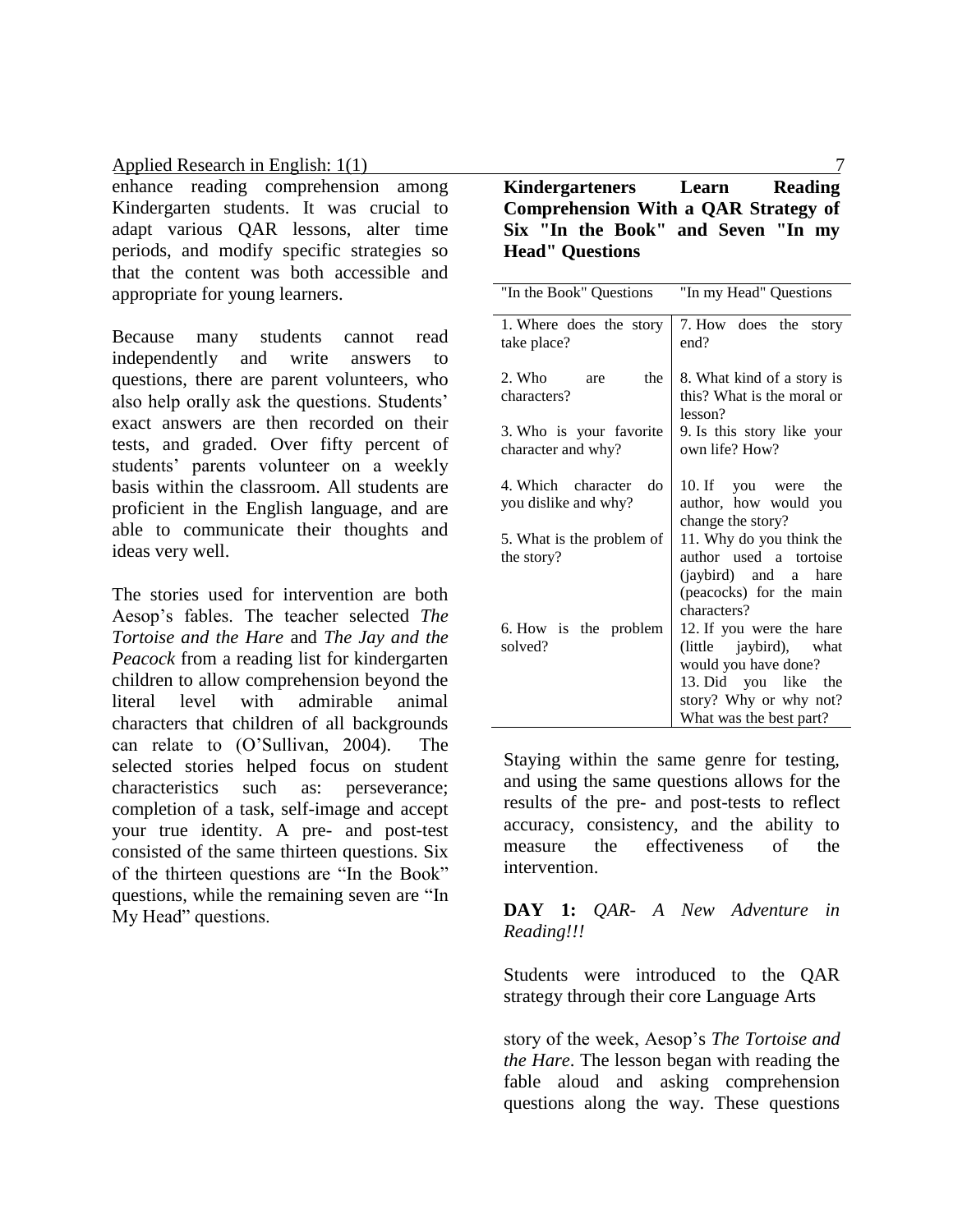enhance reading comprehension among Kindergarten students. It was crucial to adapt various QAR lessons, alter time periods, and modify specific strategies so that the content was both accessible and appropriate for young learners.

Because many students cannot read independently and write answers to questions, there are parent volunteers, who also help orally ask the questions. Students' exact answers are then recorded on their tests, and graded. Over fifty percent of students' parents volunteer on a weekly basis within the classroom. All students are proficient in the English language, and are able to communicate their thoughts and ideas very well.

The stories used for intervention are both Aesop's fables. The teacher selected *The Tortoise and the Hare* and *The Jay and the Peacock* from a reading list for kindergarten children to allow comprehension beyond the literal level with admirable animal characters that children of all backgrounds can relate to (O'Sullivan, 2004). The selected stories helped focus on student characteristics such as: perseverance; completion of a task, self-image and accept your true identity. A pre- and post-test consisted of the same thirteen questions. Six of the thirteen questions are "In the Book" questions, while the remaining seven are "In My Head" questions.

**Kindergarteners Learn Reading Comprehension With a QAR Strategy of Six "In the Book" and Seven "In my Head" Questions**

| "In the Book" Questions | "In my Head" Questions |
|---|---|
| 1. Where does the story take place? | 7. How does the story end? |
| 2. Who are the characters? | 8. What kind of a story is this? What is the moral or lesson? |
| 3. Who is your favorite character and why? | 9. Is this story like your own life? How? |
| 4. Which character do you dislike and why? | 10. If you were the author, how would you change the story? |
| 5. What is the problem of the story? | 11. Why do you think the author used a tortoise (jaybird) and a hare (peacocks) for the main characters? |
| 6. How is the problem solved? | 12. If you were the hare (little jaybird), what would you have done? |
| | 13. Did you like the story? Why or why not? What was the best part? |

Staying within the same genre for testing, and using the same questions allows for the results of the pre- and post-tests to reflect accuracy, consistency, and the ability to measure the effectiveness of the intervention.

**DAY 1:** *QAR- A New Adventure in Reading!!!*

Students were introduced to the QAR strategy through their core Language Arts story of the week, Aesop's *The Tortoise and the Hare*. The lesson began with reading the fable aloud and asking comprehension questions along the way. These questions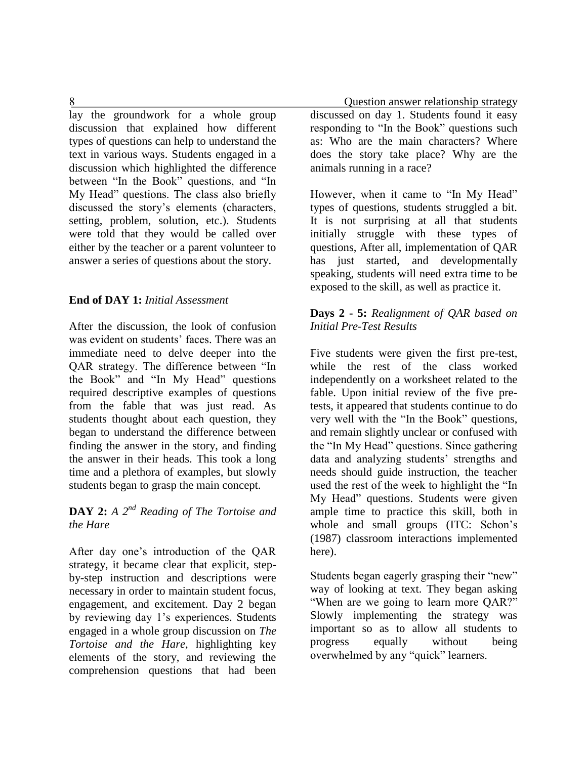lay the groundwork for a whole group discussion that explained how different types of questions can help to understand the text in various ways. Students engaged in a discussion which highlighted the difference between "In the Book" questions, and "In My Head" questions. The class also briefly discussed the story's elements (characters, setting, problem, solution, etc.). Students were told that they would be called over either by the teacher or a parent volunteer to answer a series of questions about the story.

**End of DAY 1:** *Initial Assessment*

After the discussion, the look of confusion was evident on students' faces. There was an immediate need to delve deeper into the QAR strategy. The difference between "In the Book" and "In My Head" questions required descriptive examples of questions from the fable that was just read. As students thought about each question, they began to understand the difference between finding the answer in the story, and finding the answer in their heads. This took a long time and a plethora of examples, but slowly students began to grasp the main concept.

**DAY 2:** *A 2nd Reading of The Tortoise and the Hare*

After day one's introduction of the QAR strategy, it became clear that explicit, step-by-step instruction and descriptions were necessary in order to maintain student focus, engagement, and excitement. Day 2 began by reviewing day 1's experiences. Students engaged in a whole group discussion on *The Tortoise and the Hare*, highlighting key elements of the story, and reviewing the comprehension questions that had been discussed on day 1. Students found it easy responding to "In the Book" questions such as: Who are the main characters? Where does the story take place? Why are the animals running in a race?

However, when it came to "In My Head" types of questions, students struggled a bit. It is not surprising at all that students initially struggle with these types of questions, After all, implementation of QAR has just started, and developmentally speaking, students will need extra time to be exposed to the skill, as well as practice it.

**Days 2 - 5:** *Realignment of QAR based on Initial Pre-Test Results*

Five students were given the first pre-test, while the rest of the class worked independently on a worksheet related to the fable. Upon initial review of the five pre-tests, it appeared that students continue to do very well with the "In the Book" questions, and remain slightly unclear or confused with the "In My Head" questions. Since gathering data and analyzing students' strengths and needs should guide instruction, the teacher used the rest of the week to highlight the "In My Head" questions. Students were given ample time to practice this skill, both in whole and small groups (ITC: Schon's (1987) classroom interactions implemented here).

Students began eagerly grasping their "new" way of looking at text. They began asking "When are we going to learn more QAR?" Slowly implementing the strategy was important so as to allow all students to progress equally without being overwhelmed by any "quick" learners.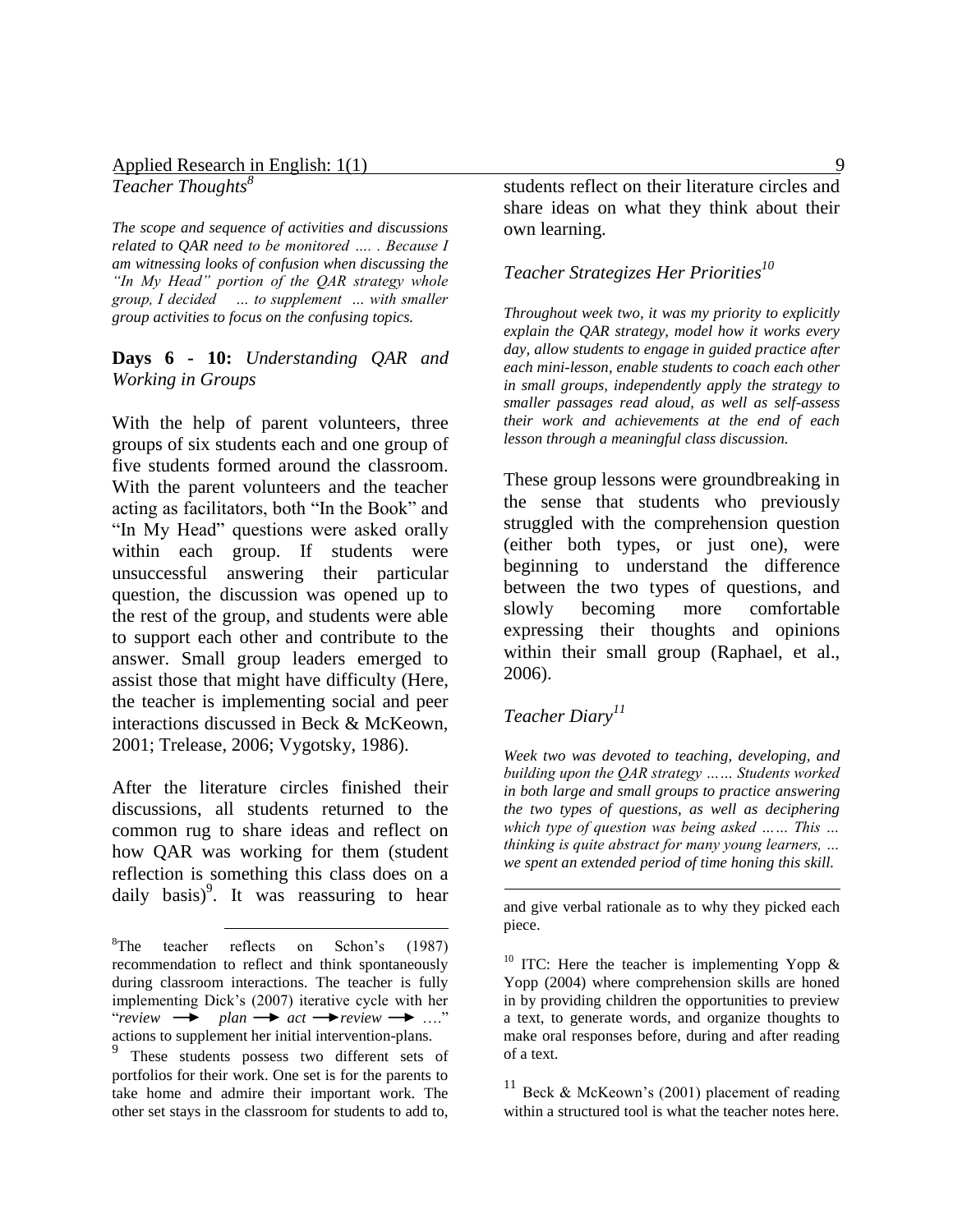*Teacher Thoughts*[8]

***The scope and sequence of activities and discussions related to QAR need to be monitored …. . Because I am witnessing looks of confusion when discussing the "In My Head" portion of the QAR strategy whole group, I decided … to supplement … with smaller group activities to focus on the confusing topics.***

**Days 6 - 10:** *Understanding QAR and Working in Groups*

With the help of parent volunteers, three groups of six students each and one group of five students formed around the classroom. With the parent volunteers and the teacher acting as facilitators, both "In the Book" and "In My Head" questions were asked orally within each group. If students were unsuccessful answering their particular question, the discussion was opened up to the rest of the group, and students were able to support each other and contribute to the answer. Small group leaders emerged to assist those that might have difficulty (Here, the teacher is implementing social and peer interactions discussed in Beck & McKeown, 2001; Trelease, 2006; Vygotsky, 1986).

After the literature circles finished their discussions, all students returned to the common rug to share ideas and reflect on how QAR was working for them (student reflection is something this class does on a daily basis)[9]. It was reassuring to hear students reflect on their literature circles and share ideas on what they think about their own learning.

*Teacher Strategizes Her Priorities*[10]

***Throughout week two, it was my priority to explicitly explain the QAR strategy, model how it works every day, allow students to engage in guided practice after each mini-lesson, enable students to coach each other in small groups, independently apply the strategy to smaller passages read aloud, as well as self-assess their work and achievements at the end of each lesson through a meaningful class discussion.***

These group lessons were groundbreaking in the sense that students who previously struggled with the comprehension question (either both types, or just one), were beginning to understand the difference between the two types of questions, and slowly becoming more comfortable expressing their thoughts and opinions within their small group (Raphael, et al., 2006).

*Teacher Diary*[11]

***Week two was devoted to teaching, developing, and building upon the QAR strategy …… Students worked in both large and small groups to practice answering the two types of questions, as well as deciphering which type of question was being asked …… This … thinking is quite abstract for many young learners, … we spent an extended period of time honing this skill.***

---

[8] The teacher reflects on Schon's (1987) recommendation to reflect and think spontaneously during classroom interactions. The teacher is fully implementing Dick's (2007) iterative cycle with her "*review* ⟶ *plan* ⟶ *act* ⟶ *review* ⟶ …." actions to supplement her initial intervention-plans.

[9] These students possess two different sets of portfolios for their work. One set is for the parents to take home and admire their important work. The other set stays in the classroom for students to add to, and give verbal rationale as to why they picked each piece.

[10] ITC: Here the teacher is implementing Yopp & Yopp (2004) where comprehension skills are honed in by providing children the opportunities to preview a text, to generate words, and organize thoughts to make oral responses before, during and after reading of a text.

[11] Beck & McKeown's (2001) placement of reading within a structured tool is what the teacher notes here.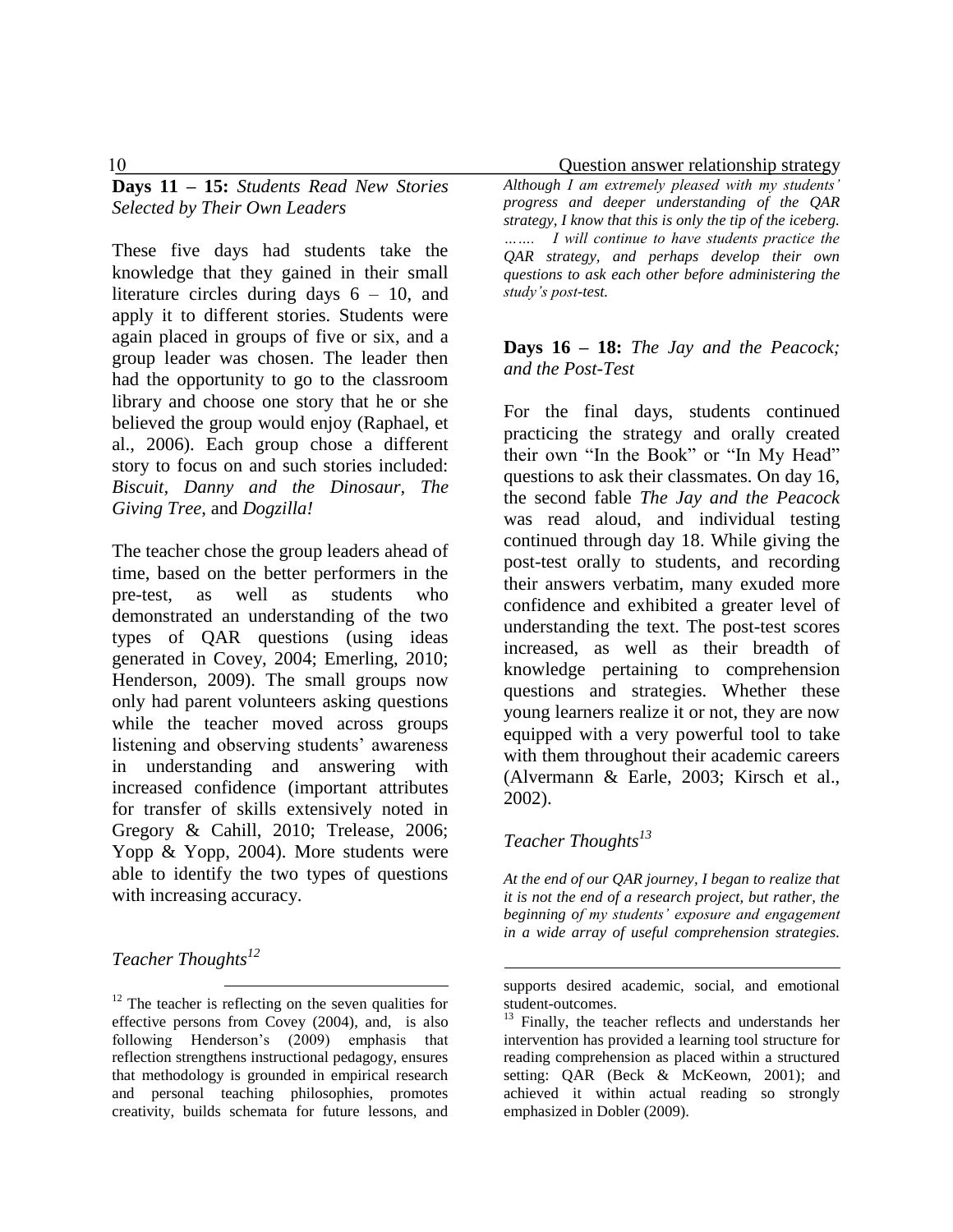**Days 11 – 15:** *Students Read New Stories Selected by Their Own Leaders*

These five days had students take the knowledge that they gained in their small literature circles during days 6 – 10, and apply it to different stories. Students were again placed in groups of five or six, and a group leader was chosen. The leader then had the opportunity to go to the classroom library and choose one story that he or she believed the group would enjoy (Raphael, et al., 2006). Each group chose a different story to focus on and such stories included: *Biscuit*, *Danny and the Dinosaur*, *The Giving Tree*, and *Dogzilla!*

The teacher chose the group leaders ahead of time, based on the better performers in the pre-test, as well as students who demonstrated an understanding of the two types of QAR questions (using ideas generated in Covey, 2004; Emerling, 2010; Henderson, 2009). The small groups now only had parent volunteers asking questions while the teacher moved across groups listening and observing students' awareness in understanding and answering with increased confidence (important attributes for transfer of skills extensively noted in Gregory & Cahill, 2010; Trelease, 2006; Yopp & Yopp, 2004). More students were able to identify the two types of questions with increasing accuracy.

*Teacher Thoughts*[12]

*Although I am extremely pleased with my students' progress and deeper understanding of the QAR strategy, I know that this is only the tip of the iceberg. ……. I will continue to have students practice the QAR strategy, and perhaps develop their own questions to ask each other before administering the study's post-test.*

**Days 16 – 18:** *The Jay and the Peacock; and the Post-Test*

For the final days, students continued practicing the strategy and orally created their own "In the Book" or "In My Head" questions to ask their classmates. On day 16, the second fable *The Jay and the Peacock* was read aloud, and individual testing continued through day 18. While giving the post-test orally to students, and recording their answers verbatim, many exuded more confidence and exhibited a greater level of understanding the text. The post-test scores increased, as well as their breadth of knowledge pertaining to comprehension questions and strategies. Whether these young learners realize it or not, they are now equipped with a very powerful tool to take with them throughout their academic careers (Alvermann & Earle, 2003; Kirsch et al., 2002).

*Teacher Thoughts*[13]

*At the end of our QAR journey, I began to realize that it is not the end of a research project, but rather, the beginning of my students' exposure and engagement in a wide array of useful comprehension strategies.*

---

[12] The teacher is reflecting on the seven qualities for effective persons from Covey (2004), and, is also following Henderson's (2009) emphasis that reflection strengthens instructional pedagogy, ensures that methodology is grounded in empirical research and personal teaching philosophies, promotes creativity, builds schemata for future lessons, and supports desired academic, social, and emotional student-outcomes.

[13] Finally, the teacher reflects and understands her intervention has provided a learning tool structure for reading comprehension as placed within a structured setting: QAR (Beck & McKeown, 2001); and achieved it within actual reading so strongly emphasized in Dobler (2009).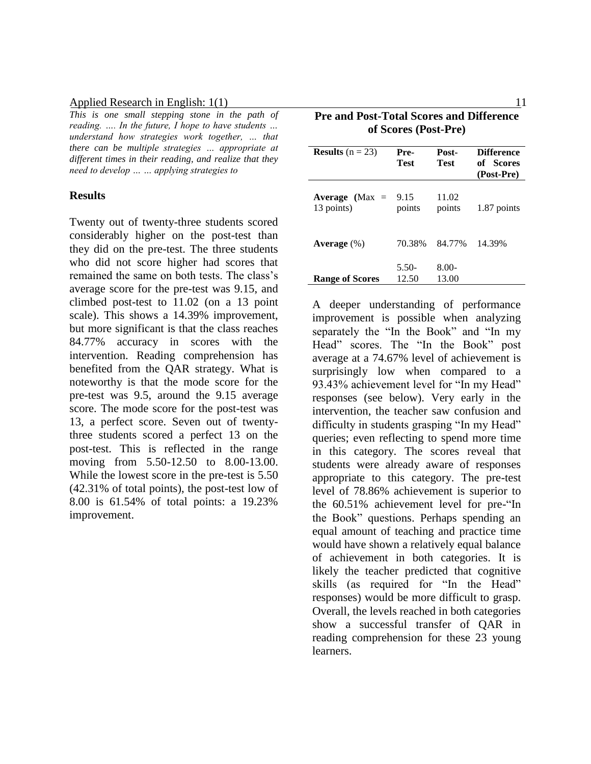*This is one small stepping stone in the path of reading. .... In the future, I hope to have students ... understand how strategies work together, ... that there can be multiple strategies ... appropriate at different times in their reading, and realize that they need to develop ... ... applying strategies to*

## Results

Twenty out of twenty-three students scored considerably higher on the post-test than they did on the pre-test. The three students who did not score higher had scores that remained the same on both tests. The class's average score for the pre-test was 9.15, and climbed post-test to 11.02 (on a 13 point scale). This shows a 14.39% improvement, but more significant is that the class reaches 84.77% accuracy in scores with the intervention. Reading comprehension has benefited from the QAR strategy. What is noteworthy is that the mode score for the pre-test was 9.5, around the 9.15 average score. The mode score for the post-test was 13, a perfect score. Seven out of twenty-three students scored a perfect 13 on the post-test. This is reflected in the range moving from 5.50-12.50 to 8.00-13.00. While the lowest score in the pre-test is 5.50 (42.31% of total points), the post-test low of 8.00 is 61.54% of total points: a 19.23% improvement.

**Pre and Post-Total Scores and Difference of Scores (Post-Pre)**

| **Results** (n = 23) | **Pre-Test** | **Post-Test** | **Difference of Scores (Post-Pre)** |
|---|---|---|---|
| **Average (**Max = 13 points) | 9.15 points | 11.02 points | 1.87 points |
| **Average** (%) | 70.38% | 84.77% | 14.39% |
| **Range of Scores** | 5.50-12.50 | 8.00-13.00 | |

A deeper understanding of performance improvement is possible when analyzing separately the "In the Book" and "In my Head" scores. The "In the Book" post average at a 74.67% level of achievement is surprisingly low when compared to a 93.43% achievement level for "In my Head" responses (see below). Very early in the intervention, the teacher saw confusion and difficulty in students grasping "In my Head" queries; even reflecting to spend more time in this category. The scores reveal that students were already aware of responses appropriate to this category. The pre-test level of 78.86% achievement is superior to the 60.51% achievement level for pre-"In the Book" questions. Perhaps spending an equal amount of teaching and practice time would have shown a relatively equal balance of achievement in both categories. It is likely the teacher predicted that cognitive skills (as required for "In the Head" responses) would be more difficult to grasp. Overall, the levels reached in both categories show a successful transfer of QAR in reading comprehension for these 23 young learners.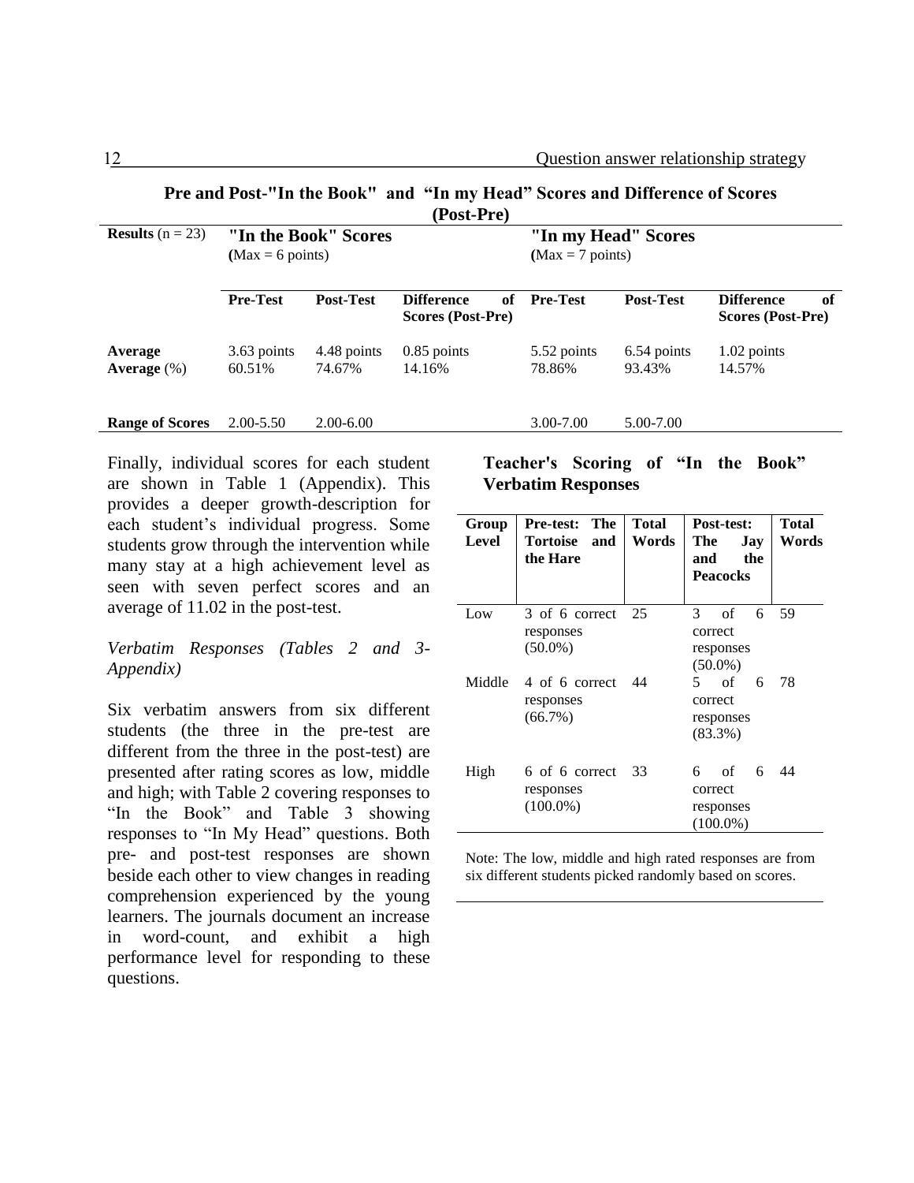**Pre and Post-"In the Book" and "In my Head" Scores and Difference of Scores (Post-Pre)**

| Results (n = 23) | "In the Book" Scores (Max = 6 points) | | | "In my Head" Scores (Max = 7 points) | | |
|---|---|---|---|---|---|---|
| | **Pre-Test** | **Post-Test** | **Difference of Scores (Post-Pre)** | **Pre-Test** | **Post-Test** | **Difference of Scores (Post-Pre)** |
| **Average** | 3.63 points | 4.48 points | 0.85 points | 5.52 points | 6.54 points | 1.02 points |
| **Average** (%) | 60.51% | 74.67% | 14.16% | 78.86% | 93.43% | 14.57% |
| **Range of Scores** | 2.00-5.50 | 2.00-6.00 | | 3.00-7.00 | 5.00-7.00 | |

Finally, individual scores for each student are shown in Table 1 (Appendix). This provides a deeper growth-description for each student's individual progress. Some students grow through the intervention while many stay at a high achievement level as seen with seven perfect scores and an average of 11.02 in the post-test.

*Verbatim Responses (Tables 2 and 3- Appendix)*

Six verbatim answers from six different students (the three in the pre-test are different from the three in the post-test) are presented after rating scores as low, middle and high; with Table 2 covering responses to "In the Book" and Table 3 showing responses to "In My Head" questions. Both pre- and post-test responses are shown beside each other to view changes in reading comprehension experienced by the young learners. The journals document an increase in word-count, and exhibit a high performance level for responding to these questions.

**Teacher's Scoring of "In the Book" Verbatim Responses**

| Group Level | Pre-test: The Tortoise and the Hare | Total Words | Post-test: The Jay and the Peacocks | Total Words |
|---|---|---|---|---|
| Low | 3 of 6 correct responses (50.0%) | 25 | 3 of 6 correct responses (50.0%) | 59 |
| Middle | 4 of 6 correct responses (66.7%) | 44 | 5 of 6 correct responses (83.3%) | 78 |
| High | 6 of 6 correct responses (100.0%) | 33 | 6 of 6 correct responses (100.0%) | 44 |

Note: The low, middle and high rated responses are from six different students picked randomly based on scores.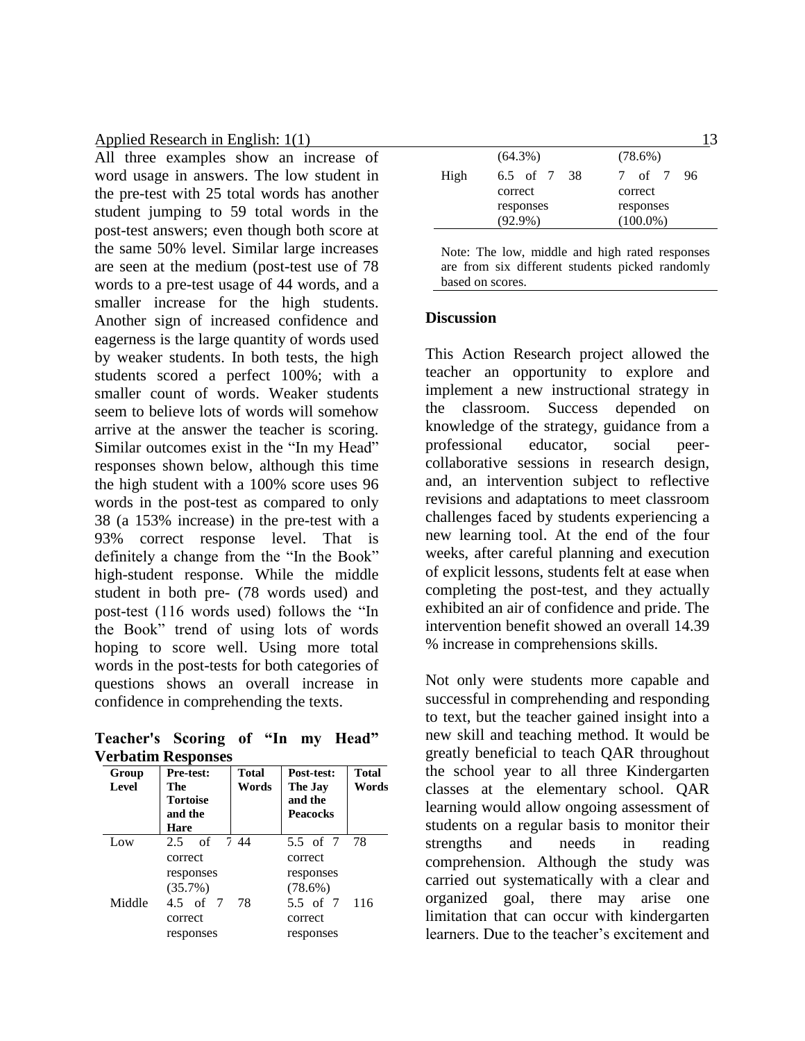All three examples show an increase of word usage in answers. The low student in the pre-test with 25 total words has another student jumping to 59 total words in the post-test answers; even though both score at the same 50% level. Similar large increases are seen at the medium (post-test use of 78 words to a pre-test usage of 44 words, and a smaller increase for the high students. Another sign of increased confidence and eagerness is the large quantity of words used by weaker students. In both tests, the high students scored a perfect 100%; with a smaller count of words. Weaker students seem to believe lots of words will somehow arrive at the answer the teacher is scoring. Similar outcomes exist in the "In my Head" responses shown below, although this time the high student with a 100% score uses 96 words in the post-test as compared to only 38 (a 153% increase) in the pre-test with a 93% correct response level. That is definitely a change from the "In the Book" high-student response. While the middle student in both pre- (78 words used) and post-test (116 words used) follows the "In the Book" trend of using lots of words hoping to score well. Using more total words in the post-tests for both categories of questions shows an overall increase in confidence in comprehending the texts.

**Teacher's Scoring of "In my Head" Verbatim Responses**

| Group Level | Pre-test: The Tortoise and the Hare | Total Words | Post-test: The Jay and the Peacocks | Total Words |
|---|---|---|---|---|
| Low | 2.5 of 7 correct responses (35.7%) | 44 | 5.5 of 7 correct responses (78.6%) | 78 |
| Middle | 4.5 of 7 correct responses (64.3%) | 78 | 5.5 of 7 correct responses (78.6%) | 116 |
| High | 6.5 of 7 correct responses (92.9%) | 38 | 7 of 7 correct responses (100.0%) | 96 |

Note: The low, middle and high rated responses are from six different students picked randomly based on scores.

## Discussion

This Action Research project allowed the teacher an opportunity to explore and implement a new instructional strategy in the classroom. Success depended on knowledge of the strategy, guidance from a professional educator, social peer-collaborative sessions in research design, and, an intervention subject to reflective revisions and adaptations to meet classroom challenges faced by students experiencing a new learning tool. At the end of the four weeks, after careful planning and execution of explicit lessons, students felt at ease when completing the post-test, and they actually exhibited an air of confidence and pride. The intervention benefit showed an overall 14.39 % increase in comprehensions skills.

Not only were students more capable and successful in comprehending and responding to text, but the teacher gained insight into a new skill and teaching method. It would be greatly beneficial to teach QAR throughout the school year to all three Kindergarten classes at the elementary school. QAR learning would allow ongoing assessment of students on a regular basis to monitor their strengths and needs in reading comprehension. Although the study was carried out systematically with a clear and organized goal, there may arise one limitation that can occur with kindergarten learners. Due to the teacher's excitement and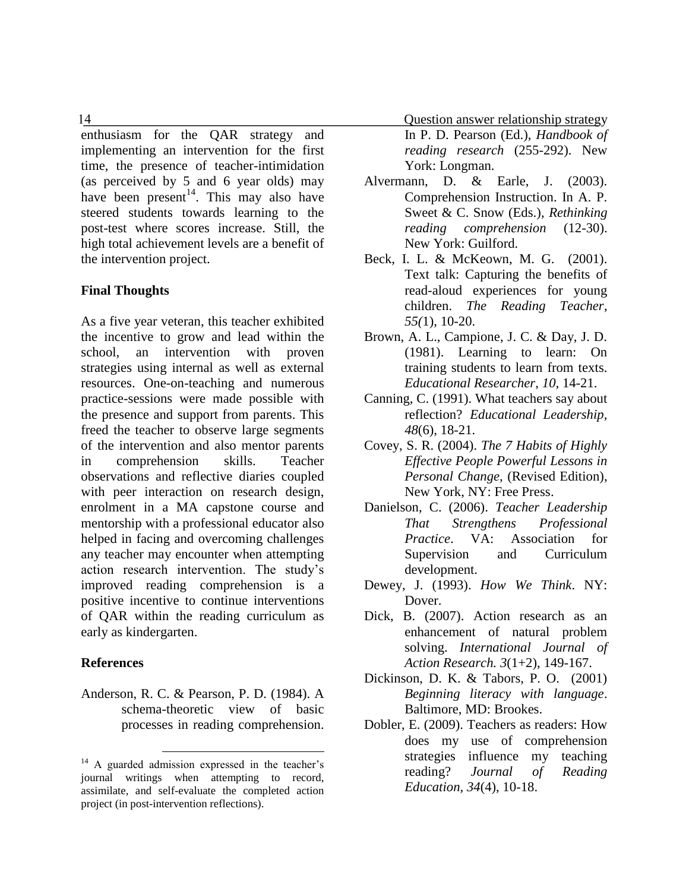enthusiasm for the QAR strategy and implementing an intervention for the first time, the presence of teacher-intimidation (as perceived by 5 and 6 year olds) may have been present[14]. This may also have steered students towards learning to the post-test where scores increase. Still, the high total achievement levels are a benefit of the intervention project.

**Final Thoughts**

As a five year veteran, this teacher exhibited the incentive to grow and lead within the school, an intervention with proven strategies using internal as well as external resources. One-on-teaching and numerous practice-sessions were made possible with the presence and support from parents. This freed the teacher to observe large segments of the intervention and also mentor parents in comprehension skills. Teacher observations and reflective diaries coupled with peer interaction on research design, enrolment in a MA capstone course and mentorship with a professional educator also helped in facing and overcoming challenges any teacher may encounter when attempting action research intervention. The study's improved reading comprehension is a positive incentive to continue interventions of QAR within the reading curriculum as early as kindergarten.

**References**

Anderson, R. C. & Pearson, P. D. (1984). A schema-theoretic view of basic processes in reading comprehension. In P. D. Pearson (Ed.), *Handbook of reading research* (255-292). New York: Longman.

Alvermann, D. & Earle, J. (2003). Comprehension Instruction. In A. P. Sweet & C. Snow (Eds.), *Rethinking reading comprehension* (12-30). New York: Guilford.

Beck, I. L. & McKeown, M. G. (2001). Text talk: Capturing the benefits of read-aloud experiences for young children. *The Reading Teacher*, *55(*1), 10-20.

Brown, A. L., Campione, J. C. & Day, J. D. (1981). Learning to learn: On training students to learn from texts. *Educational Researcher*, *10*, 14-21.

Canning, C. (1991). What teachers say about reflection? *Educational Leadership, 48*(6), 18-21.

Covey, S. R. (2004). *The 7 Habits of Highly Effective People Powerful Lessons in Personal Change*, (Revised Edition), New York, NY: Free Press.

Danielson, C. (2006). *Teacher Leadership That Strengthens Professional Practice*. VA: Association for Supervision and Curriculum development.

Dewey, J. (1993). *How We Think*. NY: Dover.

Dick, B. (2007). Action research as an enhancement of natural problem solving. *International Journal of Action Research. 3*(1+2), 149-167.

Dickinson, D. K. & Tabors, P. O. (2001) *Beginning literacy with language*. Baltimore, MD: Brookes.

Dobler, E. (2009). Teachers as readers: How does my use of comprehension strategies influence my teaching reading? *Journal of Reading Education*, *34*(4), 10-18.

---

[14] A guarded admission expressed in the teacher's journal writings when attempting to record, assimilate, and self-evaluate the completed action project (in post-intervention reflections).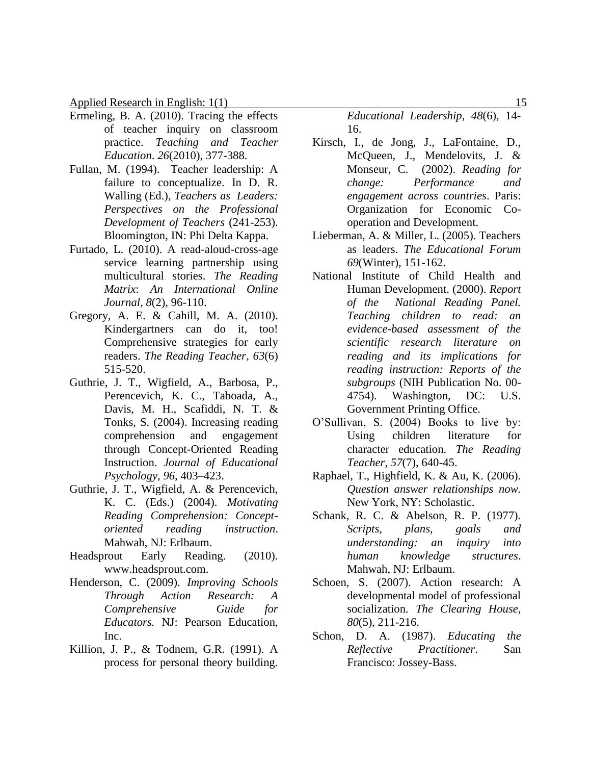Ermeling, B. A. (2010). Tracing the effects of teacher inquiry on classroom practice. *Teaching and Teacher Education*. *26*(2010), 377-388.

Fullan, M. (1994). Teacher leadership: A failure to conceptualize. In D. R. Walling (Ed.), *Teachers as Leaders: Perspectives on the Professional Development of Teachers* (241-253). Bloomington, IN: Phi Delta Kappa.

Furtado, L. (2010). A read-aloud-cross-age service learning partnership using multicultural stories. *The Reading Matrix*: *An International Online Journal*, *8*(2), 96-110.

Gregory, A. E. & Cahill, M. A. (2010). Kindergartners can do it, too! Comprehensive strategies for early readers. *The Reading Teacher*, *63*(6) 515-520.

Guthrie, J. T., Wigfield, A., Barbosa, P., Perencevich, K. C., Taboada, A., Davis, M. H., Scafiddi, N. T. & Tonks, S. (2004). Increasing reading comprehension and engagement through Concept-Oriented Reading Instruction. *Journal of Educational Psychology, 96*, 403–423.

Guthrie, J. T., Wigfield, A. & Perencevich, K. C. (Eds.) (2004). *Motivating Reading Comprehension: Concept-oriented reading instruction*. Mahwah, NJ: Erlbaum.

Headsprout Early Reading. (2010). www.headsprout.com.

Henderson, C. (2009). *Improving Schools Through Action Research: A Comprehensive Guide for Educators.* NJ: Pearson Education, Inc.

Killion, J. P., & Todnem, G.R. (1991). A process for personal theory building. *Educational Leadership, 48*(6), 14-16.

Kirsch, I., de Jong, J., LaFontaine, D., McQueen, J., Mendelovits, J. & Monseur, C. (2002). *Reading for change: Performance and engagement across countries*. Paris: Organization for Economic Co-operation and Development.

Lieberman, A. & Miller, L. (2005). Teachers as leaders. *The Educational Forum 69*(Winter), 151-162.

National Institute of Child Health and Human Development. (2000). *Report of the National Reading Panel. Teaching children to read: an evidence-based assessment of the scientific research literature on reading and its implications for reading instruction: Reports of the subgroups* (NIH Publication No. 00-4754). Washington, DC: U.S. Government Printing Office.

O'Sullivan, S. (2004) Books to live by: Using children literature for character education. *The Reading Teacher*, *57*(7), 640-45.

Raphael, T., Highfield, K. & Au, K. (2006). *Question answer relationships now.* New York, NY: Scholastic.

Schank, R. C. & Abelson, R. P. (1977). *Scripts, plans, goals and understanding: an inquiry into human knowledge structures*. Mahwah, NJ: Erlbaum.

Schoen, S. (2007). Action research: A developmental model of professional socialization. *The Clearing House, 80*(5), 211-216.

Schon, D. A. (1987). *Educating the Reflective Practitioner*. San Francisco: Jossey-Bass.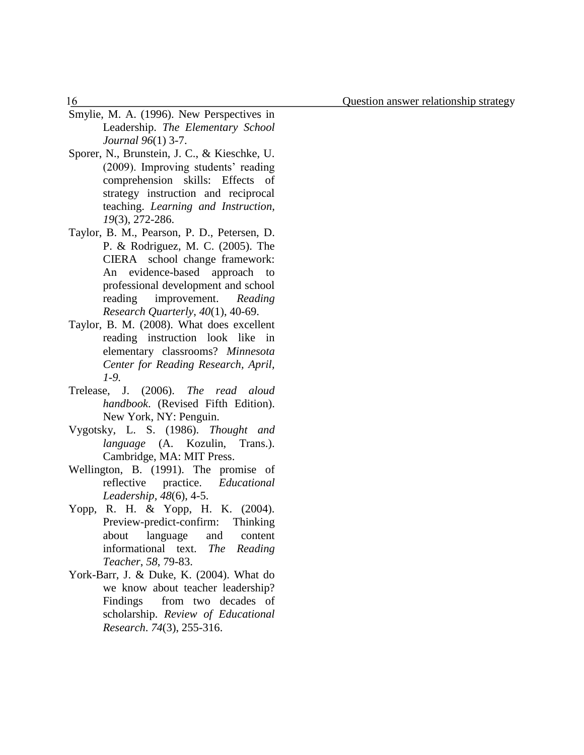Smylie, M. A. (1996). New Perspectives in Leadership. *The Elementary School Journal 96*(1) 3-7.

Sporer, N., Brunstein, J. C., & Kieschke, U. (2009). Improving students' reading comprehension skills: Effects of strategy instruction and reciprocal teaching. *Learning and Instruction, 19*(3), 272-286.

Taylor, B. M., Pearson, P. D., Petersen, D. P. & Rodriguez, M. C. (2005). The CIERA school change framework: An evidence-based approach to professional development and school reading improvement. *Reading Research Quarterly*, *40*(1), 40-69.

Taylor, B. M. (2008). What does excellent reading instruction look like in elementary classrooms? *Minnesota Center for Reading Research, April, 1-9.*

Trelease, J. (2006). *The read aloud handbook*. (Revised Fifth Edition). New York, NY: Penguin.

Vygotsky, L. S. (1986). *Thought and language* (A. Kozulin, Trans.). Cambridge, MA: MIT Press.

Wellington, B. (1991). The promise of reflective practice. *Educational Leadership*, *48*(6), 4-5.

Yopp, R. H. & Yopp, H. K. (2004). Preview-predict-confirm: Thinking about language and content informational text. *The Reading Teacher*, *58*, 79-83.

York-Barr, J. & Duke, K. (2004). What do we know about teacher leadership? Findings from two decades of scholarship. *Review of Educational Research*. *74*(3), 255-316.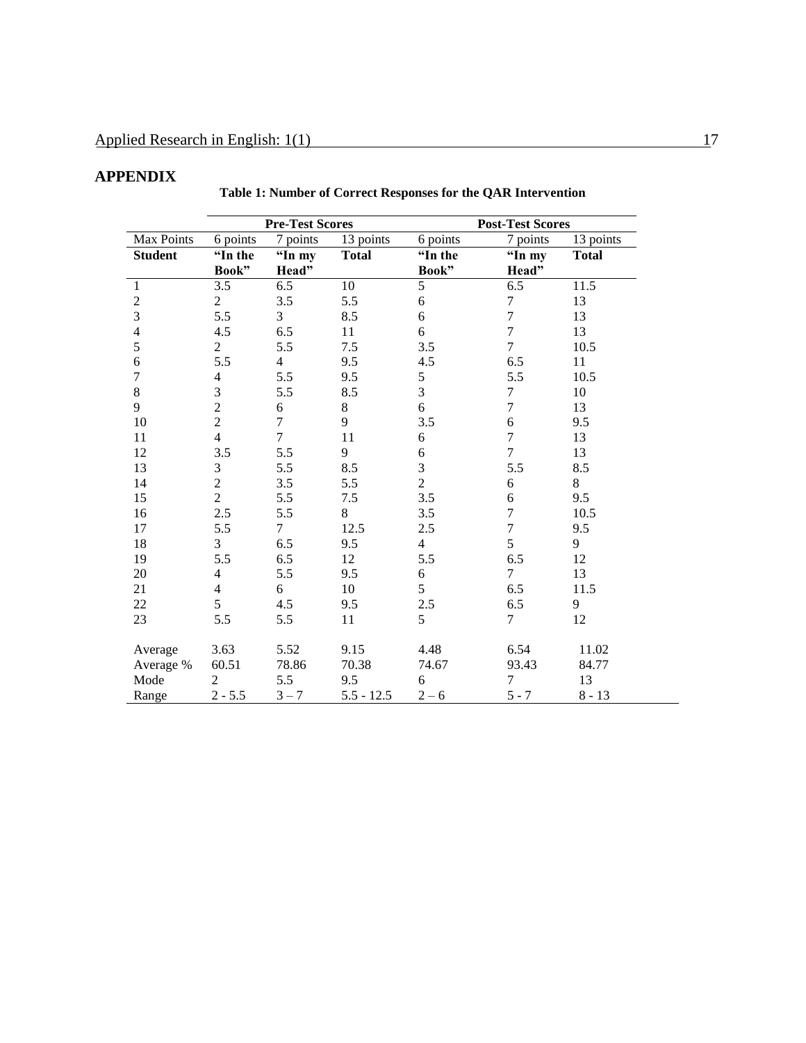## APPENDIX

**Table 1: Number of Correct Responses for the QAR Intervention**

| | **Pre-Test Scores** | | | **Post-Test Scores** | | |
|---|---|---|---|---|---|---|
| Max Points | 6 points | 7 points | 13 points | 6 points | 7 points | 13 points |
| **Student** | **"In the Book"** | **"In my Head"** | **Total** | **"In the Book"** | **"In my Head"** | **Total** |
| 1 | 3.5 | 6.5 | 10 | 5 | 6.5 | 11.5 |
| 2 | 2 | 3.5 | 5.5 | 6 | 7 | 13 |
| 3 | 5.5 | 3 | 8.5 | 6 | 7 | 13 |
| 4 | 4.5 | 6.5 | 11 | 6 | 7 | 13 |
| 5 | 2 | 5.5 | 7.5 | 3.5 | 7 | 10.5 |
| 6 | 5.5 | 4 | 9.5 | 4.5 | 6.5 | 11 |
| 7 | 4 | 5.5 | 9.5 | 5 | 5.5 | 10.5 |
| 8 | 3 | 5.5 | 8.5 | 3 | 7 | 10 |
| 9 | 2 | 6 | 8 | 6 | 7 | 13 |
| 10 | 2 | 7 | 9 | 3.5 | 6 | 9.5 |
| 11 | 4 | 7 | 11 | 6 | 7 | 13 |
| 12 | 3.5 | 5.5 | 9 | 6 | 7 | 13 |
| 13 | 3 | 5.5 | 8.5 | 3 | 5.5 | 8.5 |
| 14 | 2 | 3.5 | 5.5 | 2 | 6 | 8 |
| 15 | 2 | 5.5 | 7.5 | 3.5 | 6 | 9.5 |
| 16 | 2.5 | 5.5 | 8 | 3.5 | 7 | 10.5 |
| 17 | 5.5 | 7 | 12.5 | 2.5 | 7 | 9.5 |
| 18 | 3 | 6.5 | 9.5 | 4 | 5 | 9 |
| 19 | 5.5 | 6.5 | 12 | 5.5 | 6.5 | 12 |
| 20 | 4 | 5.5 | 9.5 | 6 | 7 | 13 |
| 21 | 4 | 6 | 10 | 5 | 6.5 | 11.5 |
| 22 | 5 | 4.5 | 9.5 | 2.5 | 6.5 | 9 |
| 23 | 5.5 | 5.5 | 11 | 5 | 7 | 12 |
| Average | 3.63 | 5.52 | 9.15 | 4.48 | 6.54 | 11.02 |
| Average % | 60.51 | 78.86 | 70.38 | 74.67 | 93.43 | 84.77 |
| Mode | 2 | 5.5 | 9.5 | 6 | 7 | 13 |
| Range | 2 - 5.5 | 3 – 7 | 5.5 - 12.5 | 2 – 6 | 5 - 7 | 8 - 13 |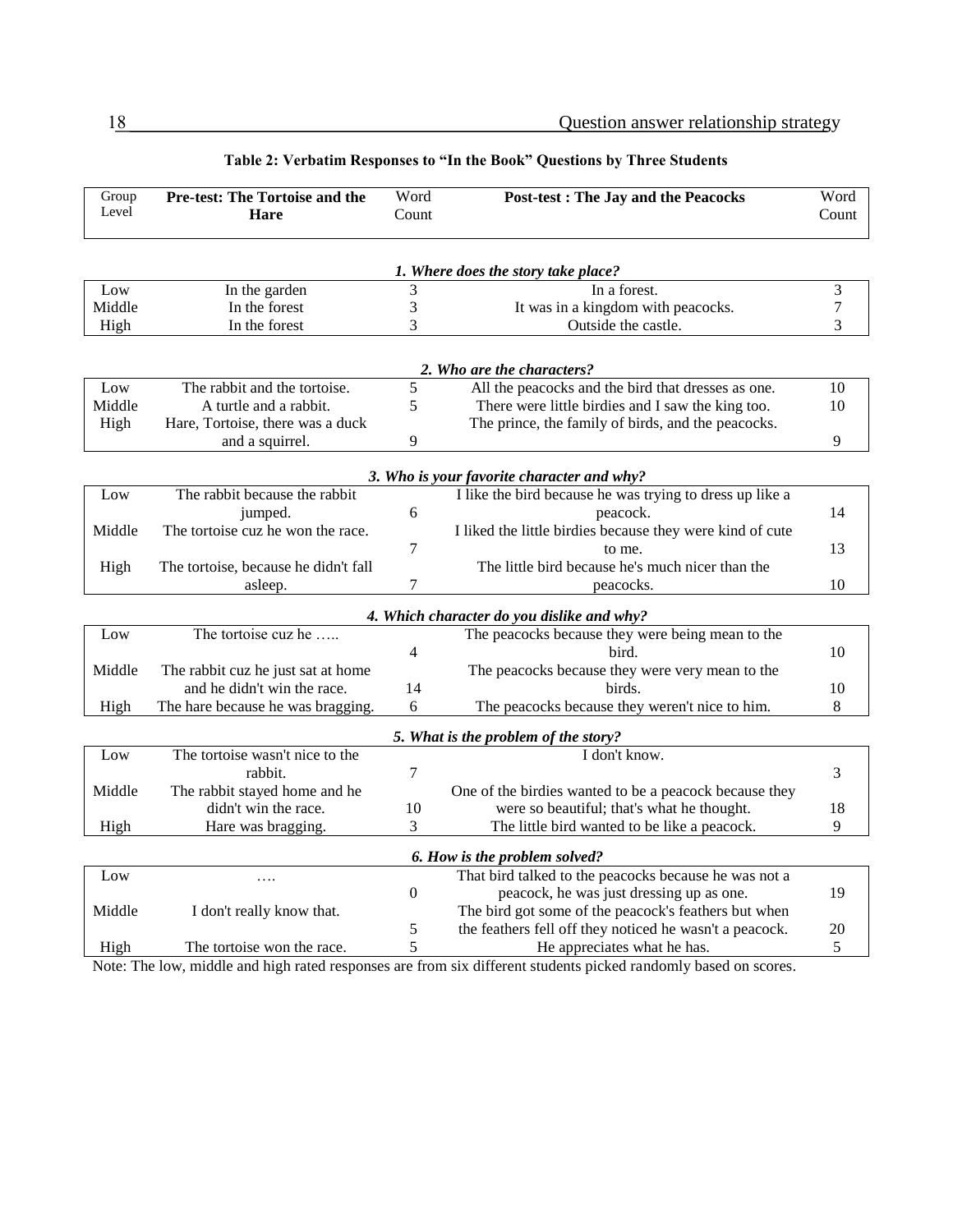**Table 2: Verbatim Responses to "In the Book" Questions by Three Students**

| Group Level | Pre-test: The Tortoise and the Hare | Word Count | Post-test : The Jay and the Peacocks | Word Count |
|---|---|---|---|---|
| | ***1. Where does the story take place?*** | | | |
| Low | In the garden | 3 | In a forest. | 3 |
| Middle | In the forest | 3 | It was in a kingdom with peacocks. | 7 |
| High | In the forest | 3 | Outside the castle. | 3 |
| | ***2. Who are the characters?*** | | | |
| Low | The rabbit and the tortoise. | 5 | All the peacocks and the bird that dresses as one. | 10 |
| Middle | A turtle and a rabbit. | 5 | There were little birdies and I saw the king too. | 10 |
| High | Hare, Tortoise, there was a duck and a squirrel. | 9 | The prince, the family of birds, and the peacocks. | 9 |
| | ***3. Who is your favorite character and why?*** | | | |
| Low | The rabbit because the rabbit jumped. | 6 | I like the bird because he was trying to dress up like a peacock. | 14 |
| Middle | The tortoise cuz he won the race. | 7 | I liked the little birdies because they were kind of cute to me. | 13 |
| High | The tortoise, because he didn't fall asleep. | 7 | The little bird because he's much nicer than the peacocks. | 10 |
| | ***4. Which character do you dislike and why?*** | | | |
| Low | The tortoise cuz he ….. | 4 | The peacocks because they were being mean to the bird. | 10 |
| Middle | The rabbit cuz he just sat at home and he didn't win the race. | 14 | The peacocks because they were very mean to the birds. | 10 |
| High | The hare because he was bragging. | 6 | The peacocks because they weren't nice to him. | 8 |
| | ***5. What is the problem of the story?*** | | | |
| Low | The tortoise wasn't nice to the rabbit. | 7 | I don't know. | 3 |
| Middle | The rabbit stayed home and he didn't win the race. | 10 | One of the birdies wanted to be a peacock because they were so beautiful; that's what he thought. | 18 |
| High | Hare was bragging. | 3 | The little bird wanted to be like a peacock. | 9 |
| | ***6. How is the problem solved?*** | | | |
| Low | …. | 0 | That bird talked to the peacocks because he was not a peacock, he was just dressing up as one. | 19 |
| Middle | I don't really know that. | 5 | The bird got some of the peacock's feathers but when the feathers fell off they noticed he wasn't a peacock. | 20 |
| High | The tortoise won the race. | 5 | He appreciates what he has. | 5 |

Note: The low, middle and high rated responses are from six different students picked randomly based on scores.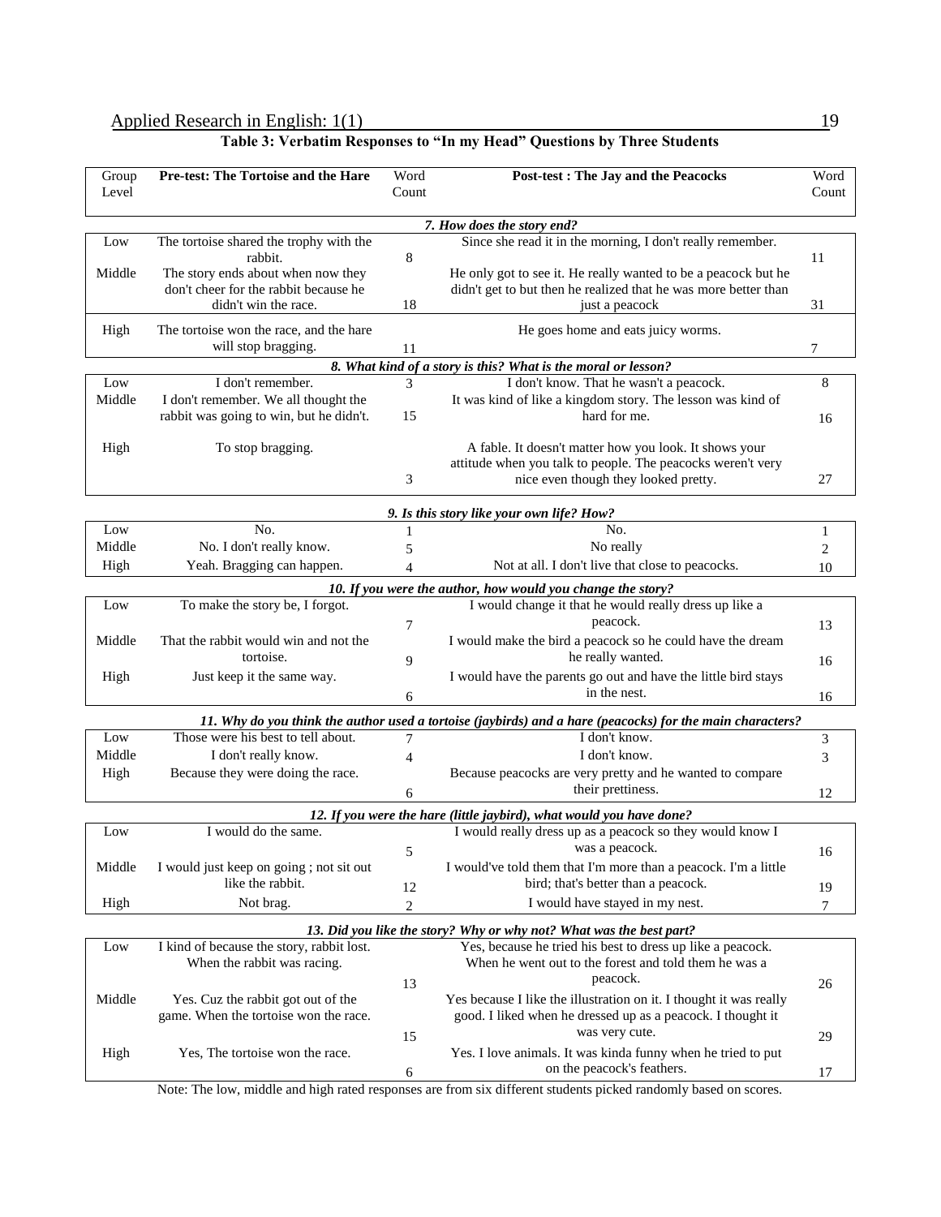**Table 3: Verbatim Responses to "In my Head" Questions by Three Students**

| Group Level | Pre-test: The Tortoise and the Hare | Word Count | Post-test : The Jay and the Peacocks | Word Count |
|---|---|---|---|---|
| | | | ***7. How does the story end?*** | |
| Low | The tortoise shared the trophy with the rabbit. | 8 | Since she read it in the morning, I don't really remember. | 11 |
| Middle | The story ends about when now they don't cheer for the rabbit because he didn't win the race. | 18 | He only got to see it. He really wanted to be a peacock but he didn't get to but then he realized that he was more better than just a peacock | 31 |
| High | The tortoise won the race, and the hare will stop bragging. | 11 | He goes home and eats juicy worms. | 7 |
| | | | ***8. What kind of a story is this? What is the moral or lesson?*** | |
| Low | I don't remember. | 3 | I don't know. That he wasn't a peacock. | 8 |
| Middle | I don't remember. We all thought the rabbit was going to win, but he didn't. | 15 | It was kind of like a kingdom story. The lesson was kind of hard for me. | 16 |
| High | To stop bragging. | 3 | A fable. It doesn't matter how you look. It shows your attitude when you talk to people. The peacocks weren't very nice even though they looked pretty. | 27 |
| | | | ***9. Is this story like your own life? How?*** | |
| Low | No. | 1 | No. | 1 |
| Middle | No. I don't really know. | 5 | No really | 2 |
| High | Yeah. Bragging can happen. | 4 | Not at all. I don't live that close to peacocks. | 10 |
| | | | ***10. If you were the author, how would you change the story?*** | |
| Low | To make the story be, I forgot. | 7 | I would change it that he would really dress up like a peacock. | 13 |
| Middle | That the rabbit would win and not the tortoise. | 9 | I would make the bird a peacock so he could have the dream he really wanted. | 16 |
| High | Just keep it the same way. | 6 | I would have the parents go out and have the little bird stays in the nest. | 16 |
| | | | ***11. Why do you think the author used a tortoise (jaybirds) and a hare (peacocks) for the main characters?*** | |
| Low | Those were his best to tell about. | 7 | I don't know. | 3 |
| Middle | I don't really know. | 4 | I don't know. | 3 |
| High | Because they were doing the race. | 6 | Because peacocks are very pretty and he wanted to compare their prettiness. | 12 |
| | | | ***12. If you were the hare (little jaybird), what would you have done?*** | |
| Low | I would do the same. | 5 | I would really dress up as a peacock so they would know I was a peacock. | 16 |
| Middle | I would just keep on going ; not sit out like the rabbit. | 12 | I would've told them that I'm more than a peacock. I'm a little bird; that's better than a peacock. | 19 |
| High | Not brag. | 2 | I would have stayed in my nest. | 7 |
| | | | ***13. Did you like the story? Why or why not? What was the best part?*** | |
| Low | I kind of because the story, rabbit lost. When the rabbit was racing. | 13 | Yes, because he tried his best to dress up like a peacock. When he went out to the forest and told them he was a peacock. | 26 |
| Middle | Yes. Cuz the rabbit got out of the game. When the tortoise won the race. | 15 | Yes because I like the illustration on it. I thought it was really good. I liked when he dressed up as a peacock. I thought it was very cute. | 29 |
| High | Yes, The tortoise won the race. | 6 | Yes. I love animals. It was kinda funny when he tried to put on the peacock's feathers. | 17 |

Note: The low, middle and high rated responses are from six different students picked randomly based on scores.